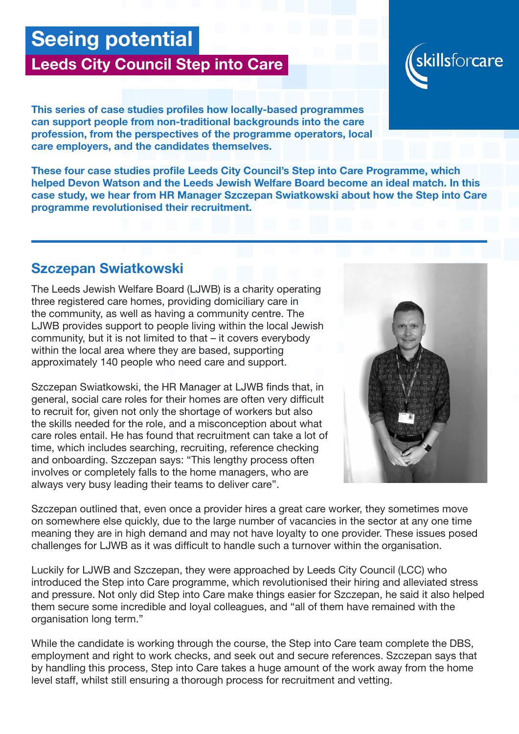# Seeing potential

## Leeds City Council Step into Care

skillsforcare

**This series of case studies profiles how locally-based programmes can support people from non-traditional backgrounds into the care profession, from the perspectives of the programme operators, local care employers, and the candidates themselves.**

**These four case studies profile Leeds City Council's Step into Care Programme, which helped Devon Watson and the Leeds Jewish Welfare Board become an ideal match. In this case study, we hear from HR Manager Szczepan Swiatkowski about how the Step into Care programme revolutionised their recruitment.**

## Szczepan Swiatkowski

The Leeds Jewish Welfare Board (LJWB) is a charity operating three registered care homes, providing domiciliary care in the community, as well as having a community centre. The LJWB provides support to people living within the local Jewish community, but it is not limited to that – it covers everybody within the local area where they are based, supporting approximately 140 people who need care and support.

Szczepan Swiatkowski, the HR Manager at LJWB finds that, in general, social care roles for their homes are often very difficult to recruit for, given not only the shortage of workers but also the skills needed for the role, and a misconception about what care roles entail. He has found that recruitment can take a lot of time, which includes searching, recruiting, reference checking and onboarding. Szczepan says: "This lengthy process often involves or completely falls to the home managers, who are always very busy leading their teams to deliver care".

Szczepan outlined that, even once a provider hires a great care worker, they sometimes move on somewhere else quickly, due to the large number of vacancies in the sector at any one time meaning they are in high demand and may not have loyalty to one provider. These issues posed challenges for LJWB as it was difficult to handle such a turnover within the organisation.

Luckily for LJWB and Szczepan, they were approached by Leeds City Council (LCC) who introduced the Step into Care programme, which revolutionised their hiring and alleviated stress and pressure. Not only did Step into Care make things easier for Szczepan, he said it also helped them secure some incredible and loyal colleagues, and "all of them have remained with the organisation long term."

While the candidate is working through the course, the Step into Care team complete the DBS, employment and right to work checks, and seek out and secure references. Szczepan says that by handling this process, Step into Care takes a huge amount of the work away from the home level staff, whilst still ensuring a thorough process for recruitment and vetting.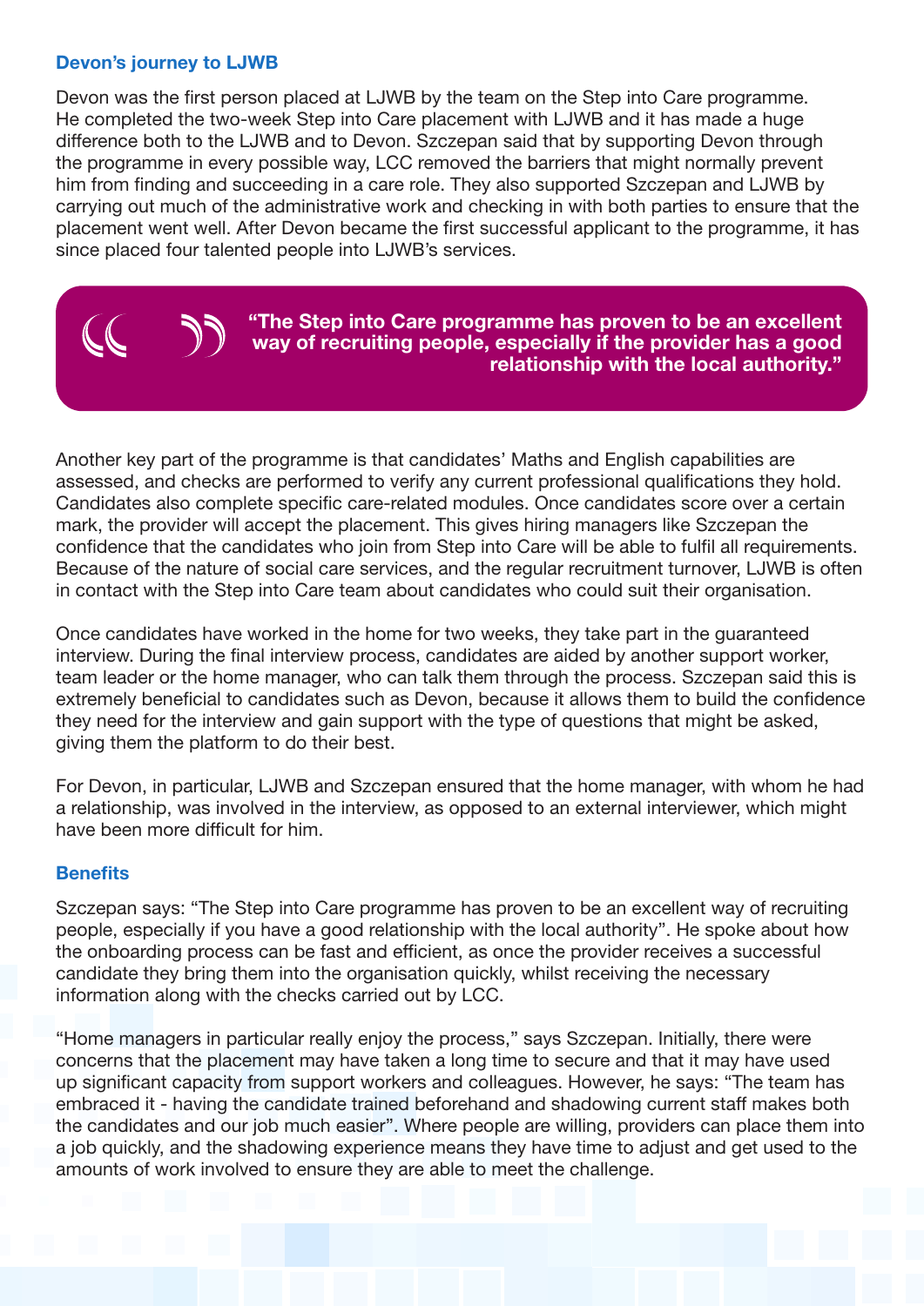### Devon's journey to LJWB

Devon was the first person placed at LJWB by the team on the Step into Care programme. He completed the two-week Step into Care placement with LJWB and it has made a huge difference both to the LJWB and to Devon. Szczepan said that by supporting Devon through the programme in every possible way, LCC removed the barriers that might normally prevent him from finding and succeeding in a care role. They also supported Szczepan and LJWB by carrying out much of the administrative work and checking in with both parties to ensure that the placement went well. After Devon became the first successful applicant to the programme, it has since placed four talented people into LJWB's services.

> **"The Step into Care programme has proven to be an excellent way of recruiting people, especially if the provider has a good relationship with the local authority."**

Another key part of the programme is that candidates' Maths and English capabilities are assessed, and checks are performed to verify any current professional qualifications they hold. Candidates also complete specific care-related modules. Once candidates score over a certain mark, the provider will accept the placement. This gives hiring managers like Szczepan the confidence that the candidates who join from Step into Care will be able to fulfil all requirements. Because of the nature of social care services, and the regular recruitment turnover, LJWB is often in contact with the Step into Care team about candidates who could suit their organisation.

Once candidates have worked in the home for two weeks, they take part in the guaranteed interview. During the final interview process, candidates are aided by another support worker, team leader or the home manager, who can talk them through the process. Szczepan said this is extremely beneficial to candidates such as Devon, because it allows them to build the confidence they need for the interview and gain support with the type of questions that might be asked, giving them the platform to do their best.

For Devon, in particular, LJWB and Szczepan ensured that the home manager, with whom he had a relationship, was involved in the interview, as opposed to an external interviewer, which might have been more difficult for him.

### Benefits

Szczepan says: "The Step into Care programme has proven to be an excellent way of recruiting people, especially if you have a good relationship with the local authority". He spoke about how the onboarding process can be fast and efficient, as once the provider receives a successful candidate they bring them into the organisation quickly, whilst receiving the necessary information along with the checks carried out by LCC.

"Home managers in particular really enjoy the process," says Szczepan. Initially, there were concerns that the placement may have taken a long time to secure and that it may have used up significant capacity from support workers and colleagues. However, he says: "The team has embraced it - having the candidate trained beforehand and shadowing current staff makes both the candidates and our job much easier". Where people are willing, providers can place them into a job quickly, and the shadowing experience means they have time to adjust and get used to the amounts of work involved to ensure they are able to meet the challenge.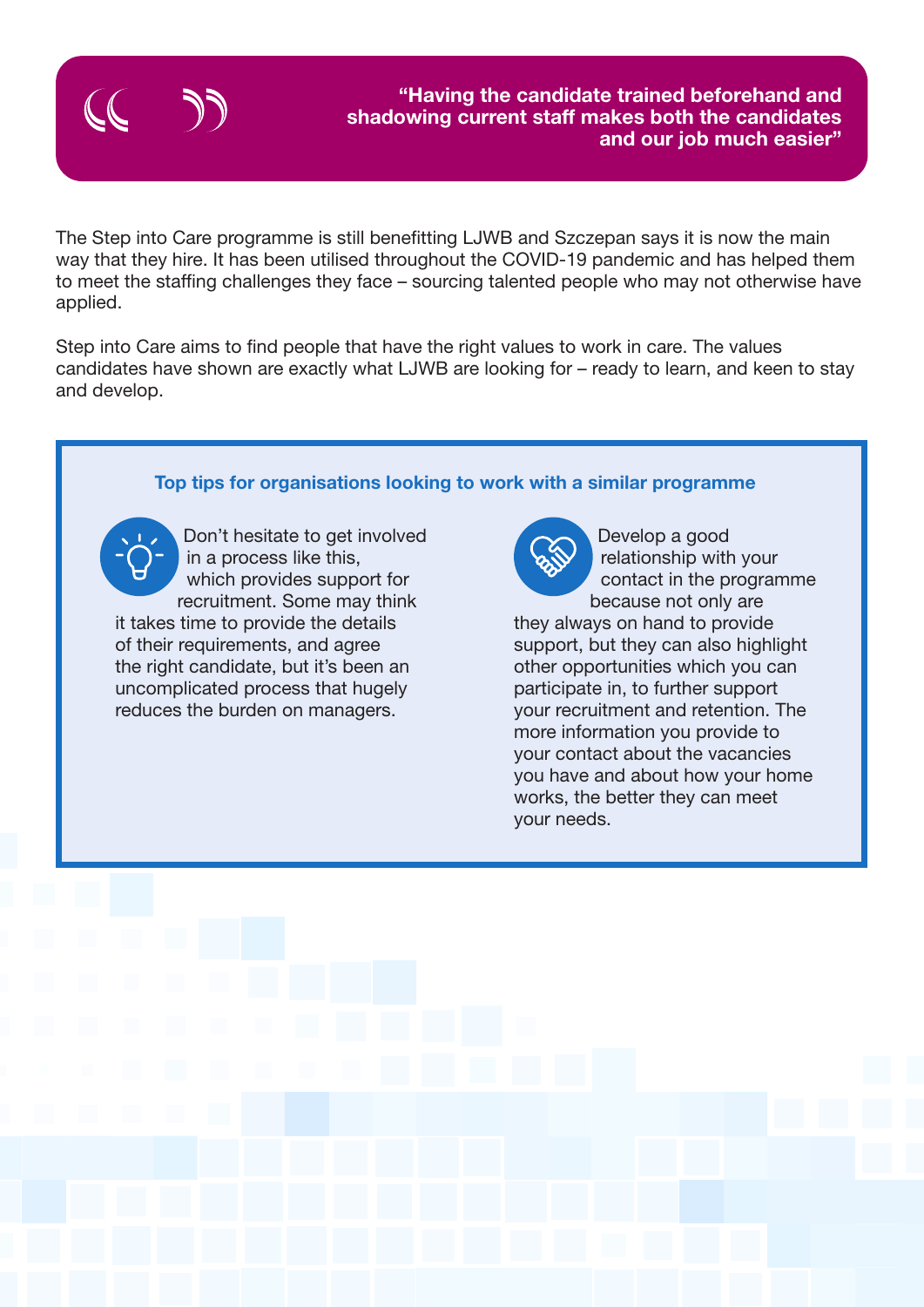> **"Having the candidate trained beforehand and shadowing current staff makes both the candidates and our job much easier"**

The Step into Care programme is still benefitting LJWB and Szczepan says it is now the main way that they hire. It has been utilised throughout the COVID-19 pandemic and has helped them to meet the staffing challenges they face – sourcing talented people who may not otherwise have applied.

Step into Care aims to find people that have the right values to work in care. The values candidates have shown are exactly what LJWB are looking for – ready to learn, and keen to stay and develop.

### Top tips for organisations looking to work with a similar programme

Don't hesitate to get involved in a process like this, which provides support for recruitment. Some may think it takes time to provide the details of their requirements, and agree the right candidate, but it's been an uncomplicated process that hugely reduces the burden on managers.

Develop a good relationship with your contact in the programme because not only are they always on hand to provide support, but they can also highlight other opportunities which you can participate in, to further support your recruitment and retention. The more information you provide to your contact about the vacancies you have and about how your home works, the better they can meet your needs.